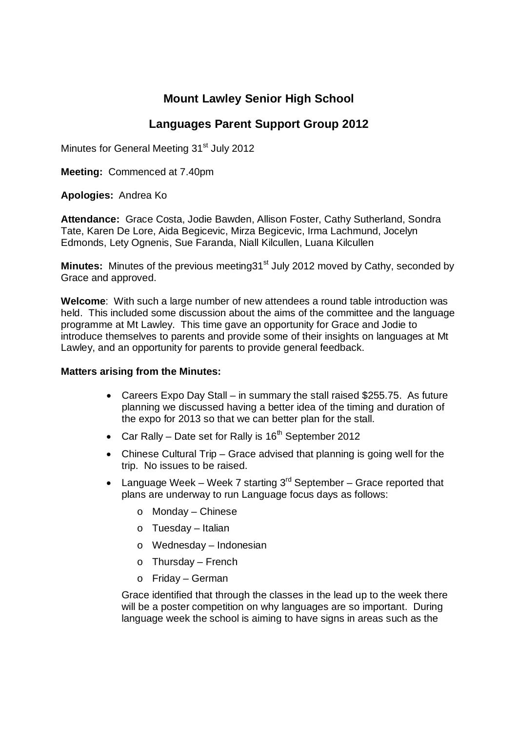# Mount Lawley Senior High School

## Languages Parent Support Group 2012

Minutes for General Meeting 31st July 2012

**Meeting:** Commenced at 7.40pm

**Apologies:** Andrea Ko

**Attendance:** Grace Costa, Jodie Bawden, Allison Foster, Cathy Sutherland, Sondra Tate, Karen De Lore, Aida Begicevic, Mirza Begicevic, Irma Lachmund, Jocelyn Edmonds, Lety Ognenis, Sue Faranda, Niall Kilcullen, Luana Kilcullen

**Minutes:** Minutes of the previous meeting31st July 2012 moved by Cathy, seconded by Grace and approved.

**Welcome**: With such a large number of new attendees a round table introduction was held. This included some discussion about the aims of the committee and the language programme at Mt Lawley. This time gave an opportunity for Grace and Jodie to introduce themselves to parents and provide some of their insights on languages at Mt Lawley, and an opportunity for parents to provide general feedback.

**Matters arising from the Minutes:**

- Careers Expo Day Stall – in summary the stall raised $255.75. As future planning we discussed having a better idea of the timing and duration of the expo for 2013 so that we can better plan for the stall.
- Car Rally – Date set for Rally is 16th September 2012
- Chinese Cultural Trip – Grace advised that planning is going well for the trip. No issues to be raised.
- Language Week – Week 7 starting 3rd September – Grace reported that plans are underway to run Language focus days as follows:
  - Monday – Chinese
  - Tuesday – Italian
  - Wednesday – Indonesian
  - Thursday – French
  - Friday – German

  Grace identified that through the classes in the lead up to the week there will be a poster competition on why languages are so important. During language week the school is aiming to have signs in areas such as the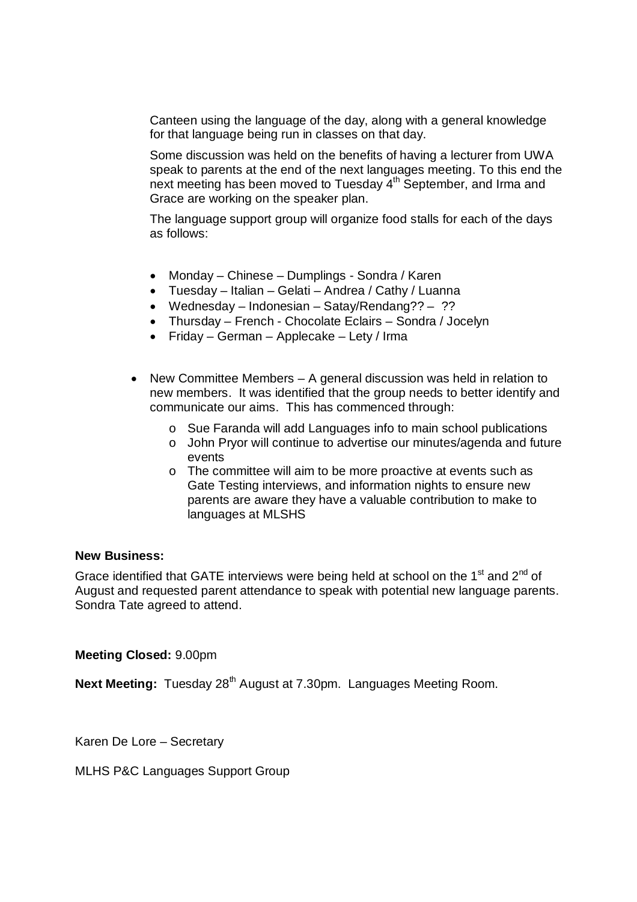Canteen using the language of the day, along with a general knowledge for that language being run in classes on that day.

Some discussion was held on the benefits of having a lecturer from UWA speak to parents at the end of the next languages meeting. To this end the next meeting has been moved to Tuesday 4th September, and Irma and Grace are working on the speaker plan.

The language support group will organize food stalls for each of the days as follows:

- Monday – Chinese – Dumplings - Sondra / Karen
- Tuesday – Italian – Gelati – Andrea / Cathy / Luanna
- Wednesday – Indonesian – Satay/Rendang?? – ??
- Thursday – French - Chocolate Eclairs – Sondra / Jocelyn
- Friday – German – Applecake – Lety / Irma

- New Committee Members – A general discussion was held in relation to new members. It was identified that the group needs to better identify and communicate our aims. This has commenced through:
  - Sue Faranda will add Languages info to main school publications
  - John Pryor will continue to advertise our minutes/agenda and future events
  - The committee will aim to be more proactive at events such as Gate Testing interviews, and information nights to ensure new parents are aware they have a valuable contribution to make to languages at MLSHS

**New Business:**

Grace identified that GATE interviews were being held at school on the 1st and 2nd of August and requested parent attendance to speak with potential new language parents. Sondra Tate agreed to attend.

**Meeting Closed:** 9.00pm

**Next Meeting:** Tuesday 28th August at 7.30pm. Languages Meeting Room.

Karen De Lore – Secretary

MLHS P&C Languages Support Group